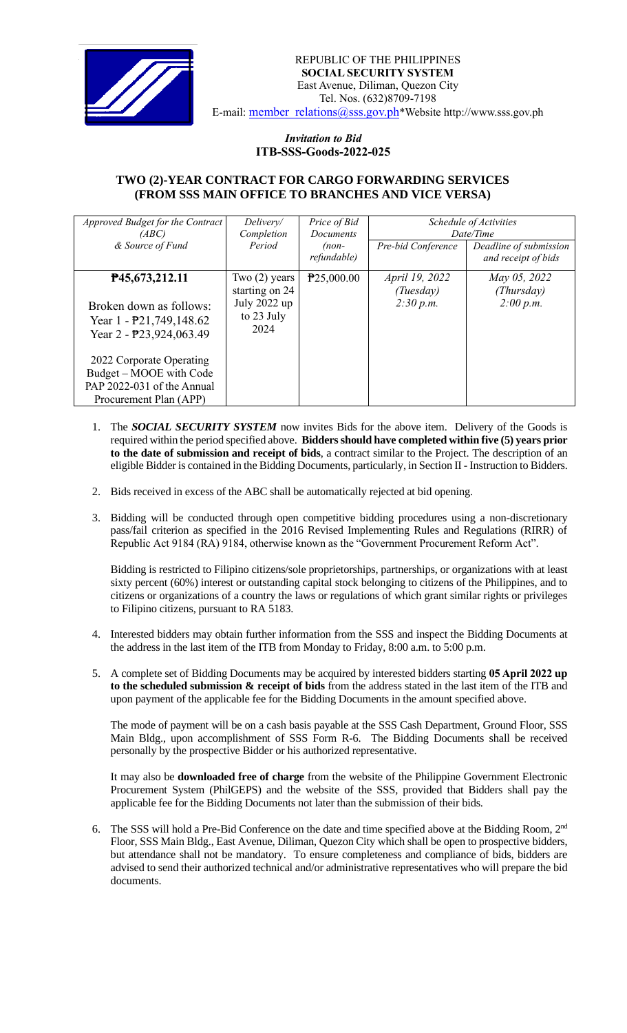REPUBLIC OF THE PHILIPPINES
**SOCIAL SECURITY SYSTEM**
East Avenue, Diliman, Quezon City
Tel. Nos. (632)8709-7198
E-mail: member_relations@sss.gov.ph*Website http://www.sss.gov.ph

*Invitation to Bid*
**ITB-SSS-Goods-2022-025**

## TWO (2)-YEAR CONTRACT FOR CARGO FORWARDING SERVICES (FROM SSS MAIN OFFICE TO BRANCHES AND VICE VERSA)

| *Approved Budget for the Contract (ABC) & Source of Fund* | *Delivery/ Completion Period* | *Price of Bid Documents (non-refundable)* | *Schedule of Activities Date/Time* | |
|---|---|---|---|---|
| | | | *Pre-bid Conference* | *Deadline of submission and receipt of bids* |
| **₱45,673,212.11**<br><br>Broken down as follows:<br>Year 1 - ₱21,749,148.62<br>Year 2 - ₱23,924,063.49<br><br>2022 Corporate Operating Budget – MOOE with Code PAP 2022-031 of the Annual Procurement Plan (APP) | Two (2) years starting on 24 July 2022 up to 23 July 2024 | ₱25,000.00 | *April 19, 2022 (Tuesday) 2:30 p.m.* | *May 05, 2022 (Thursday) 2:00 p.m.* |

1. The ***SOCIAL SECURITY SYSTEM*** now invites Bids for the above item. Delivery of the Goods is required within the period specified above. **Bidders should have completed within five (5) years prior to the date of submission and receipt of bids**, a contract similar to the Project. The description of an eligible Bidder is contained in the Bidding Documents, particularly, in Section II - Instruction to Bidders.

2. Bids received in excess of the ABC shall be automatically rejected at bid opening.

3. Bidding will be conducted through open competitive bidding procedures using a non-discretionary pass/fail criterion as specified in the 2016 Revised Implementing Rules and Regulations (RIRR) of Republic Act 9184 (RA) 9184, otherwise known as the "Government Procurement Reform Act".

   Bidding is restricted to Filipino citizens/sole proprietorships, partnerships, or organizations with at least sixty percent (60%) interest or outstanding capital stock belonging to citizens of the Philippines, and to citizens or organizations of a country the laws or regulations of which grant similar rights or privileges to Filipino citizens, pursuant to RA 5183.

4. Interested bidders may obtain further information from the SSS and inspect the Bidding Documents at the address in the last item of the ITB from Monday to Friday, 8:00 a.m. to 5:00 p.m.

5. A complete set of Bidding Documents may be acquired by interested bidders starting **05 April 2022 up to the scheduled submission & receipt of bids** from the address stated in the last item of the ITB and upon payment of the applicable fee for the Bidding Documents in the amount specified above.

   The mode of payment will be on a cash basis payable at the SSS Cash Department, Ground Floor, SSS Main Bldg., upon accomplishment of SSS Form R-6. The Bidding Documents shall be received personally by the prospective Bidder or his authorized representative.

   It may also be **downloaded free of charge** from the website of the Philippine Government Electronic Procurement System (PhilGEPS) and the website of the SSS, provided that Bidders shall pay the applicable fee for the Bidding Documents not later than the submission of their bids.

6. The SSS will hold a Pre-Bid Conference on the date and time specified above at the Bidding Room, 2nd Floor, SSS Main Bldg., East Avenue, Diliman, Quezon City which shall be open to prospective bidders, but attendance shall not be mandatory. To ensure completeness and compliance of bids, bidders are advised to send their authorized technical and/or administrative representatives who will prepare the bid documents.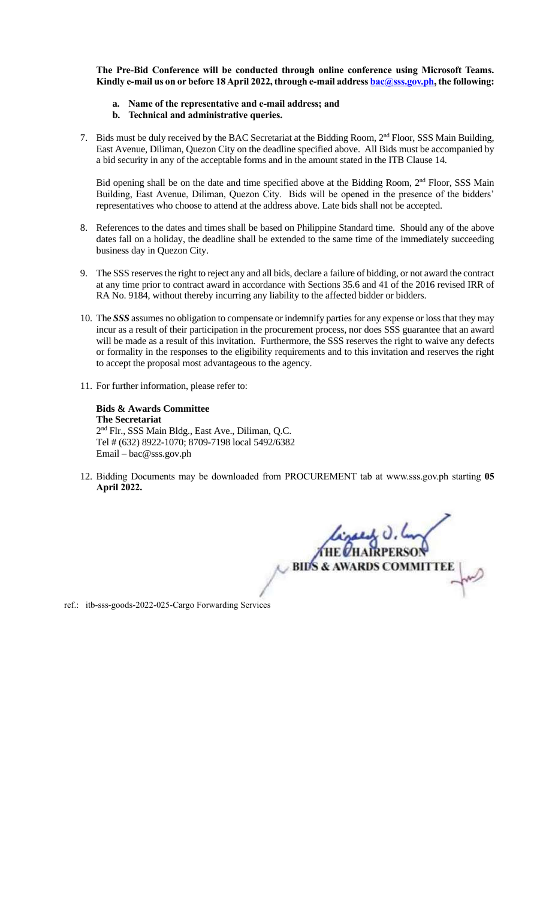**The Pre-Bid Conference will be conducted through online conference using Microsoft Teams. Kindly e-mail us on or before 18 April 2022, through e-mail address bac@sss.gov.ph, the following:**

  a. **Name of the representative and e-mail address; and**
  b. **Technical and administrative queries.**

7. Bids must be duly received by the BAC Secretariat at the Bidding Room, 2nd Floor, SSS Main Building, East Avenue, Diliman, Quezon City on the deadline specified above. All Bids must be accompanied by a bid security in any of the acceptable forms and in the amount stated in the ITB Clause 14.

   Bid opening shall be on the date and time specified above at the Bidding Room, 2nd Floor, SSS Main Building, East Avenue, Diliman, Quezon City. Bids will be opened in the presence of the bidders' representatives who choose to attend at the address above. Late bids shall not be accepted.

8. References to the dates and times shall be based on Philippine Standard time. Should any of the above dates fall on a holiday, the deadline shall be extended to the same time of the immediately succeeding business day in Quezon City.

9. The SSS reserves the right to reject any and all bids, declare a failure of bidding, or not award the contract at any time prior to contract award in accordance with Sections 35.6 and 41 of the 2016 revised IRR of RA No. 9184, without thereby incurring any liability to the affected bidder or bidders.

10. The ***SSS*** assumes no obligation to compensate or indemnify parties for any expense or loss that they may incur as a result of their participation in the procurement process, nor does SSS guarantee that an award will be made as a result of this invitation. Furthermore, the SSS reserves the right to waive any defects or formality in the responses to the eligibility requirements and to this invitation and reserves the right to accept the proposal most advantageous to the agency.

11. For further information, please refer to:

    **Bids & Awards Committee**
    **The Secretariat**
    2nd Flr., SSS Main Bldg., East Ave., Diliman, Q.C.
    Tel # (632) 8922-1070; 8709-7198 local 5492/6382
    Email – bac@sss.gov.ph

12. Bidding Documents may be downloaded from PROCUREMENT tab at www.sss.gov.ph starting **05 April 2022.**

**THE CHAIRPERSON**
**BIDS & AWARDS COMMITTEE**

ref.: itb-sss-goods-2022-025-Cargo Forwarding Services